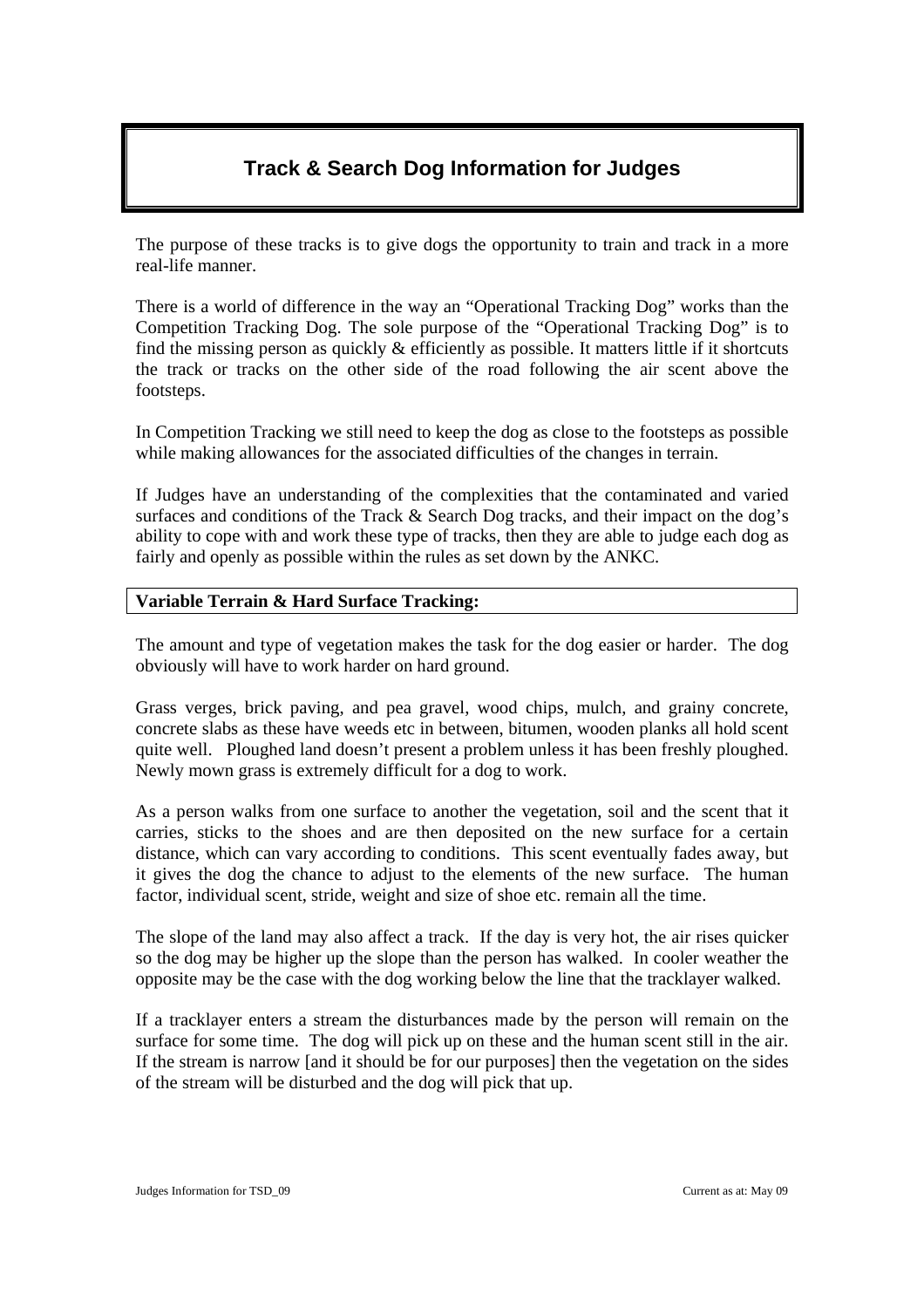# Track & Search Dog Information for Judges

The purpose of these tracks is to give dogs the opportunity to train and track in a more real-life manner.

There is a world of difference in the way an "Operational Tracking Dog" works than the Competition Tracking Dog. The sole purpose of the "Operational Tracking Dog" is to find the missing person as quickly & efficiently as possible. It matters little if it shortcuts the track or tracks on the other side of the road following the air scent above the footsteps.

In Competition Tracking we still need to keep the dog as close to the footsteps as possible while making allowances for the associated difficulties of the changes in terrain.

If Judges have an understanding of the complexities that the contaminated and varied surfaces and conditions of the Track & Search Dog tracks, and their impact on the dog's ability to cope with and work these type of tracks, then they are able to judge each dog as fairly and openly as possible within the rules as set down by the ANKC.

## Variable Terrain & Hard Surface Tracking:

The amount and type of vegetation makes the task for the dog easier or harder. The dog obviously will have to work harder on hard ground.

Grass verges, brick paving, and pea gravel, wood chips, mulch, and grainy concrete, concrete slabs as these have weeds etc in between, bitumen, wooden planks all hold scent quite well. Ploughed land doesn't present a problem unless it has been freshly ploughed. Newly mown grass is extremely difficult for a dog to work.

As a person walks from one surface to another the vegetation, soil and the scent that it carries, sticks to the shoes and are then deposited on the new surface for a certain distance, which can vary according to conditions. This scent eventually fades away, but it gives the dog the chance to adjust to the elements of the new surface. The human factor, individual scent, stride, weight and size of shoe etc. remain all the time.

The slope of the land may also affect a track. If the day is very hot, the air rises quicker so the dog may be higher up the slope than the person has walked. In cooler weather the opposite may be the case with the dog working below the line that the tracklayer walked.

If a tracklayer enters a stream the disturbances made by the person will remain on the surface for some time. The dog will pick up on these and the human scent still in the air. If the stream is narrow [and it should be for our purposes] then the vegetation on the sides of the stream will be disturbed and the dog will pick that up.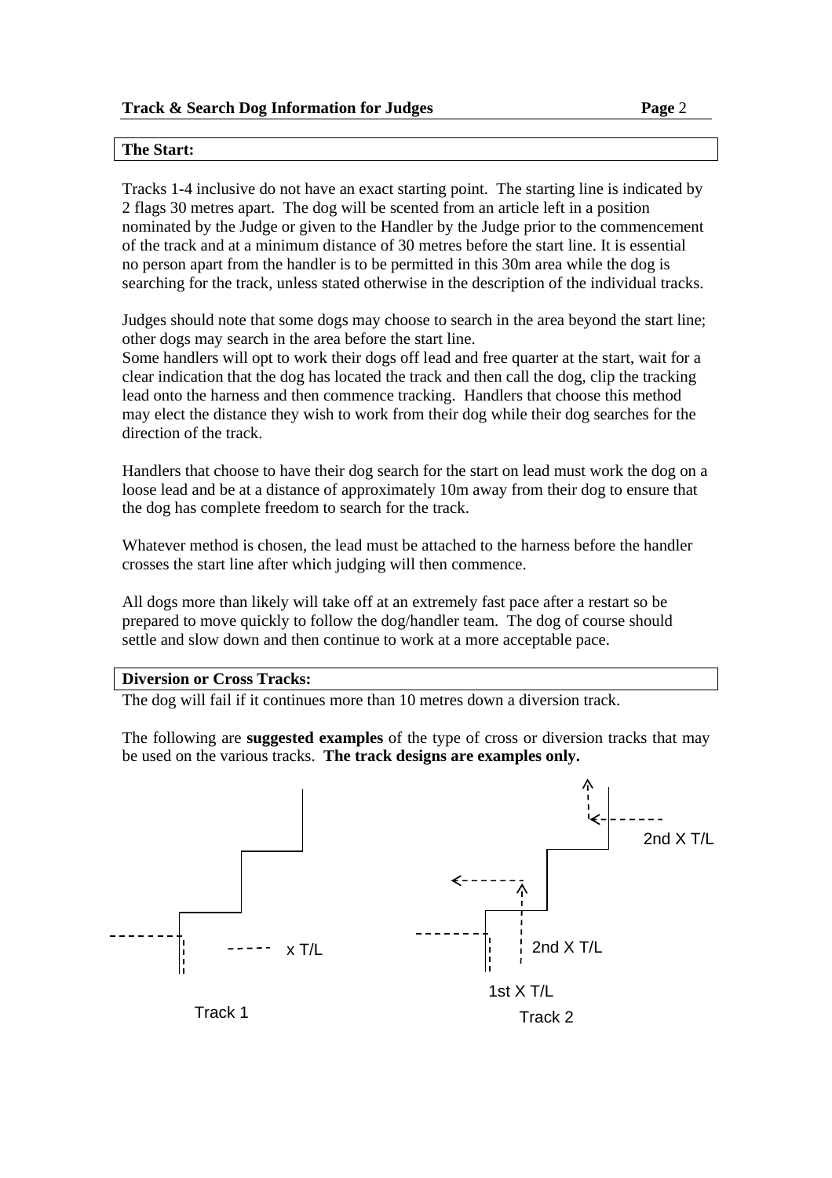## The Start:

Tracks 1-4 inclusive do not have an exact starting point. The starting line is indicated by 2 flags 30 metres apart. The dog will be scented from an article left in a position nominated by the Judge or given to the Handler by the Judge prior to the commencement of the track and at a minimum distance of 30 metres before the start line. It is essential no person apart from the handler is to be permitted in this 30m area while the dog is searching for the track, unless stated otherwise in the description of the individual tracks.

Judges should note that some dogs may choose to search in the area beyond the start line; other dogs may search in the area before the start line.

Some handlers will opt to work their dogs off lead and free quarter at the start, wait for a clear indication that the dog has located the track and then call the dog, clip the tracking lead onto the harness and then commence tracking. Handlers that choose this method may elect the distance they wish to work from their dog while their dog searches for the direction of the track.

Handlers that choose to have their dog search for the start on lead must work the dog on a loose lead and be at a distance of approximately 10m away from their dog to ensure that the dog has complete freedom to search for the track.

Whatever method is chosen, the lead must be attached to the harness before the handler crosses the start line after which judging will then commence.

All dogs more than likely will take off at an extremely fast pace after a restart so be prepared to move quickly to follow the dog/handler team. The dog of course should settle and slow down and then continue to work at a more acceptable pace.

## Diversion or Cross Tracks:

The dog will fail if it continues more than 10 metres down a diversion track.

The following are **suggested examples** of the type of cross or diversion tracks that may be used on the various tracks. **The track designs are examples only.**

x T/L

Track 1

2nd X T/L

2nd X T/L

1st X T/L

Track 2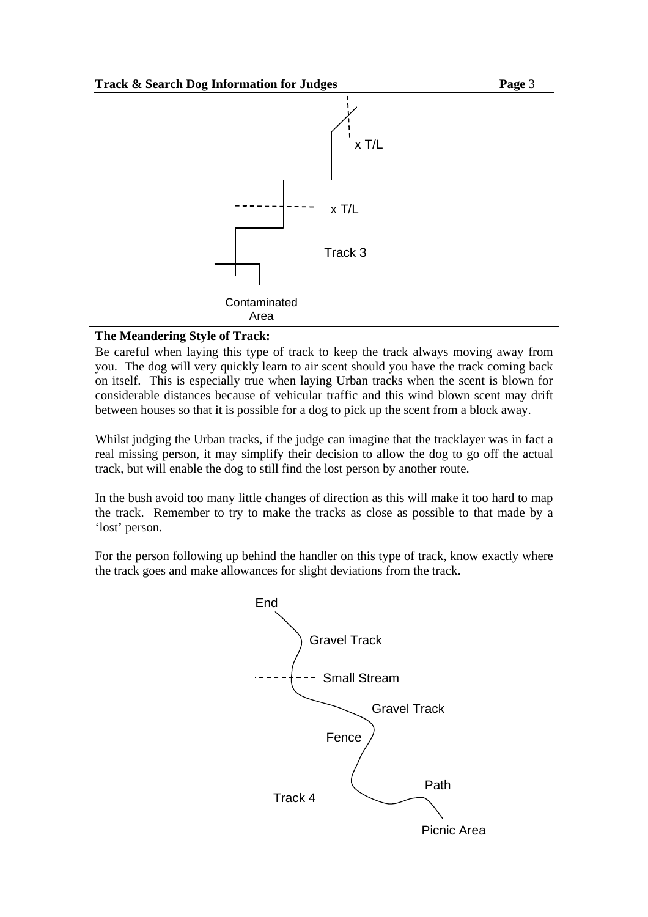x T/L

x T/L

Track 3

Contaminated Area

## The Meandering Style of Track:

Be careful when laying this type of track to keep the track always moving away from you. The dog will very quickly learn to air scent should you have the track coming back on itself. This is especially true when laying Urban tracks when the scent is blown for considerable distances because of vehicular traffic and this wind blown scent may drift between houses so that it is possible for a dog to pick up the scent from a block away.

Whilst judging the Urban tracks, if the judge can imagine that the tracklayer was in fact a real missing person, it may simplify their decision to allow the dog to go off the actual track, but will enable the dog to still find the lost person by another route.

In the bush avoid too many little changes of direction as this will make it too hard to map the track. Remember to try to make the tracks as close as possible to that made by a 'lost' person.

For the person following up behind the handler on this type of track, know exactly where the track goes and make allowances for slight deviations from the track.

End

Gravel Track

Small Stream

Gravel Track

Fence

Path

Track 4

Picnic Area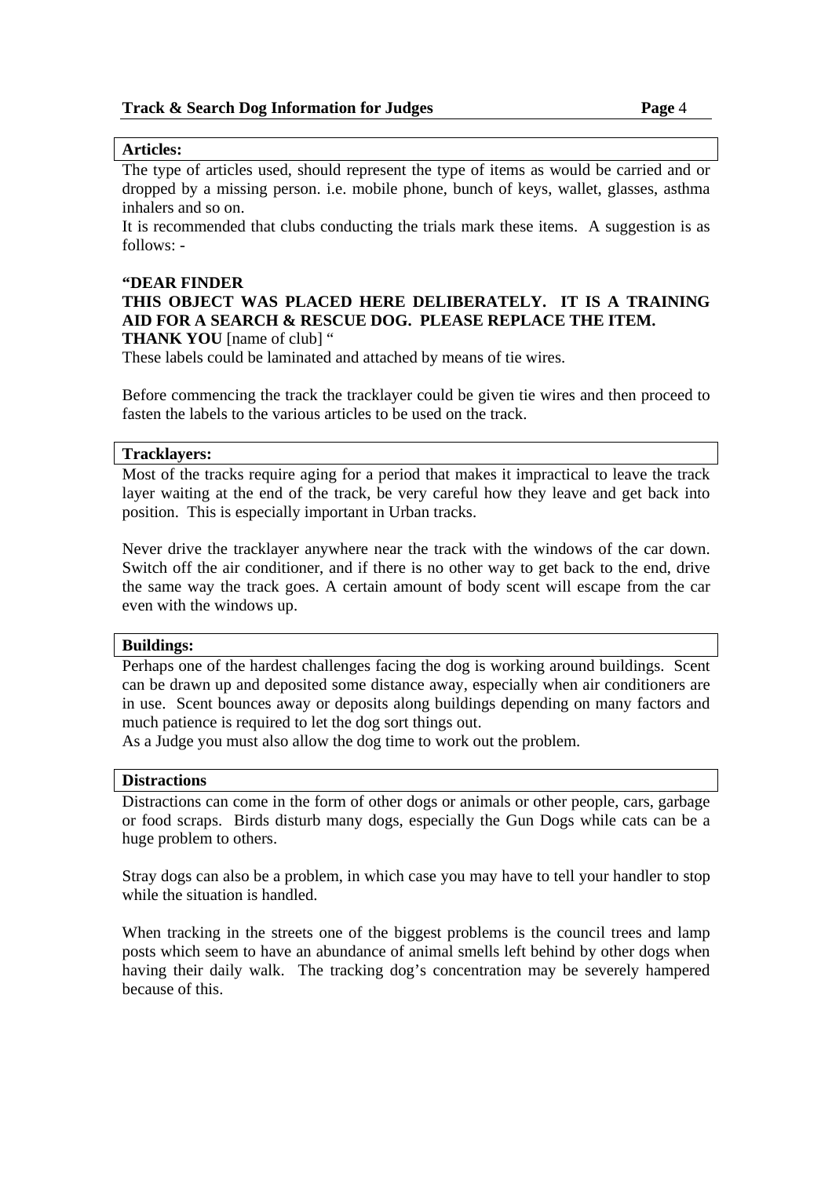## Articles:

The type of articles used, should represent the type of items as would be carried and or dropped by a missing person. i.e. mobile phone, bunch of keys, wallet, glasses, asthma inhalers and so on.

It is recommended that clubs conducting the trials mark these items. A suggestion is as follows: -

**"DEAR FINDER**
**THIS OBJECT WAS PLACED HERE DELIBERATELY. IT IS A TRAINING AID FOR A SEARCH & RESCUE DOG. PLEASE REPLACE THE ITEM.**
**THANK YOU** [name of club] "

These labels could be laminated and attached by means of tie wires.

Before commencing the track the tracklayer could be given tie wires and then proceed to fasten the labels to the various articles to be used on the track.

## Tracklayers:

Most of the tracks require aging for a period that makes it impractical to leave the track layer waiting at the end of the track, be very careful how they leave and get back into position. This is especially important in Urban tracks.

Never drive the tracklayer anywhere near the track with the windows of the car down. Switch off the air conditioner, and if there is no other way to get back to the end, drive the same way the track goes. A certain amount of body scent will escape from the car even with the windows up.

## Buildings:

Perhaps one of the hardest challenges facing the dog is working around buildings. Scent can be drawn up and deposited some distance away, especially when air conditioners are in use. Scent bounces away or deposits along buildings depending on many factors and much patience is required to let the dog sort things out.

As a Judge you must also allow the dog time to work out the problem.

## Distractions

Distractions can come in the form of other dogs or animals or other people, cars, garbage or food scraps. Birds disturb many dogs, especially the Gun Dogs while cats can be a huge problem to others.

Stray dogs can also be a problem, in which case you may have to tell your handler to stop while the situation is handled.

When tracking in the streets one of the biggest problems is the council trees and lamp posts which seem to have an abundance of animal smells left behind by other dogs when having their daily walk. The tracking dog's concentration may be severely hampered because of this.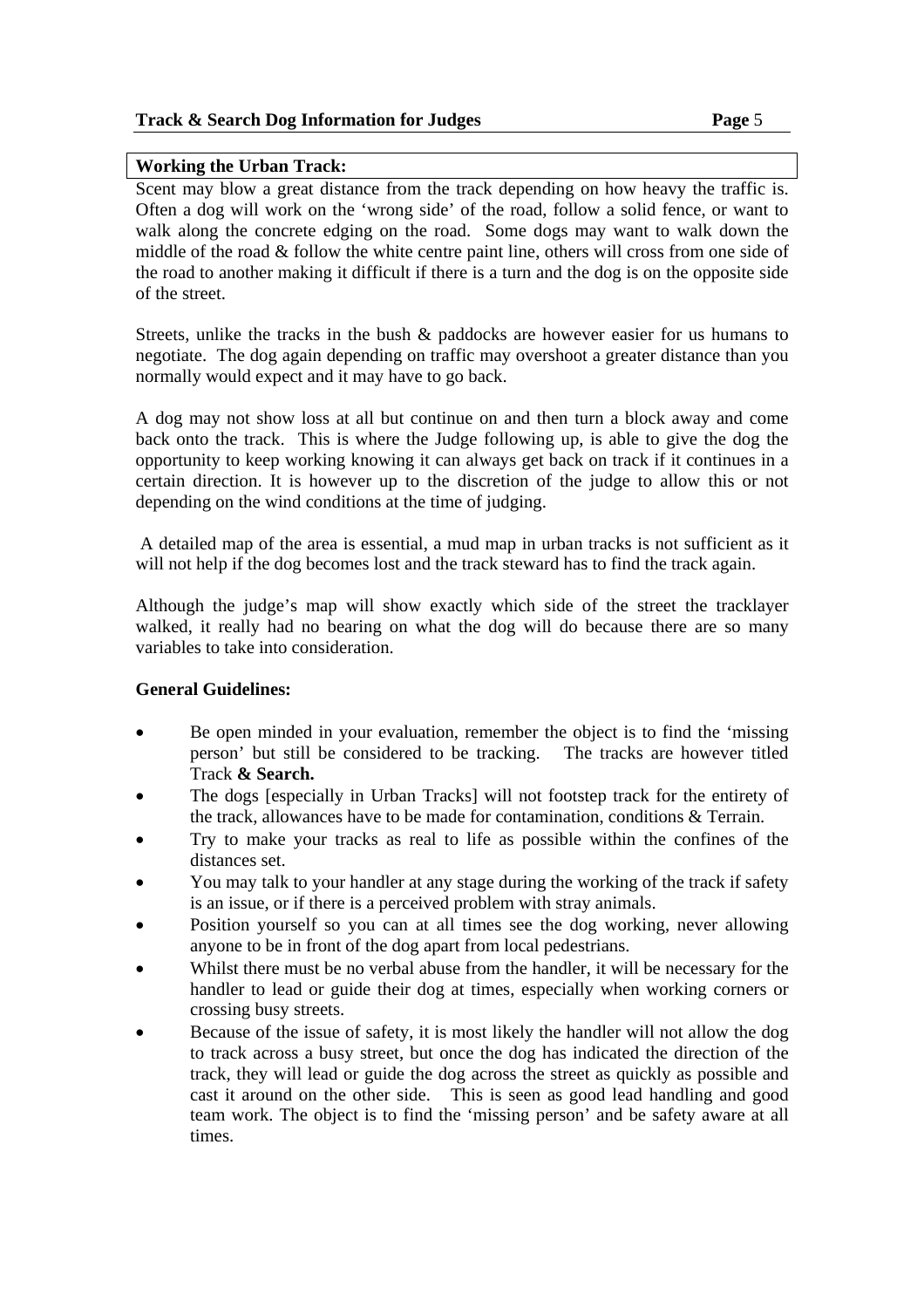**Working the Urban Track:**

Scent may blow a great distance from the track depending on how heavy the traffic is. Often a dog will work on the 'wrong side' of the road, follow a solid fence, or want to walk along the concrete edging on the road. Some dogs may want to walk down the middle of the road & follow the white centre paint line, others will cross from one side of the road to another making it difficult if there is a turn and the dog is on the opposite side of the street.

Streets, unlike the tracks in the bush & paddocks are however easier for us humans to negotiate. The dog again depending on traffic may overshoot a greater distance than you normally would expect and it may have to go back.

A dog may not show loss at all but continue on and then turn a block away and come back onto the track. This is where the Judge following up, is able to give the dog the opportunity to keep working knowing it can always get back on track if it continues in a certain direction. It is however up to the discretion of the judge to allow this or not depending on the wind conditions at the time of judging.

A detailed map of the area is essential, a mud map in urban tracks is not sufficient as it will not help if the dog becomes lost and the track steward has to find the track again.

Although the judge's map will show exactly which side of the street the tracklayer walked, it really had no bearing on what the dog will do because there are so many variables to take into consideration.

**General Guidelines:**

- Be open minded in your evaluation, remember the object is to find the 'missing person' but still be considered to be tracking. The tracks are however titled Track **& Search.**
- The dogs [especially in Urban Tracks] will not footstep track for the entirety of the track, allowances have to be made for contamination, conditions & Terrain.
- Try to make your tracks as real to life as possible within the confines of the distances set.
- You may talk to your handler at any stage during the working of the track if safety is an issue, or if there is a perceived problem with stray animals.
- Position yourself so you can at all times see the dog working, never allowing anyone to be in front of the dog apart from local pedestrians.
- Whilst there must be no verbal abuse from the handler, it will be necessary for the handler to lead or guide their dog at times, especially when working corners or crossing busy streets.
- Because of the issue of safety, it is most likely the handler will not allow the dog to track across a busy street, but once the dog has indicated the direction of the track, they will lead or guide the dog across the street as quickly as possible and cast it around on the other side. This is seen as good lead handling and good team work. The object is to find the 'missing person' and be safety aware at all times.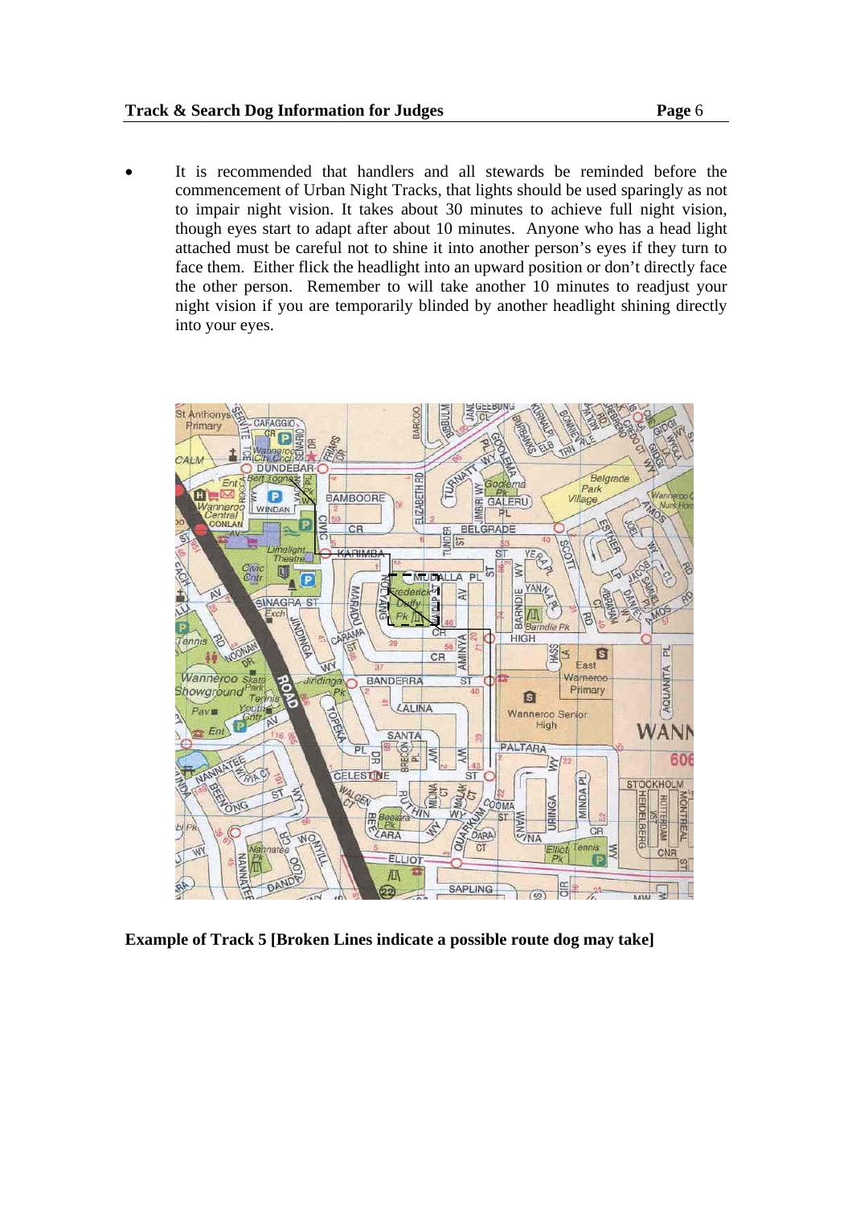- It is recommended that handlers and all stewards be reminded before the commencement of Urban Night Tracks, that lights should be used sparingly as not to impair night vision. It takes about 30 minutes to achieve full night vision, though eyes start to adapt after about 10 minutes. Anyone who has a head light attached must be careful not to shine it into another person's eyes if they turn to face them. Either flick the headlight into an upward position or don't directly face the other person. Remember to will take another 10 minutes to readjust your night vision if you are temporarily blinded by another headlight shining directly into your eyes.

**Example of Track 5 [Broken Lines indicate a possible route dog may take]**